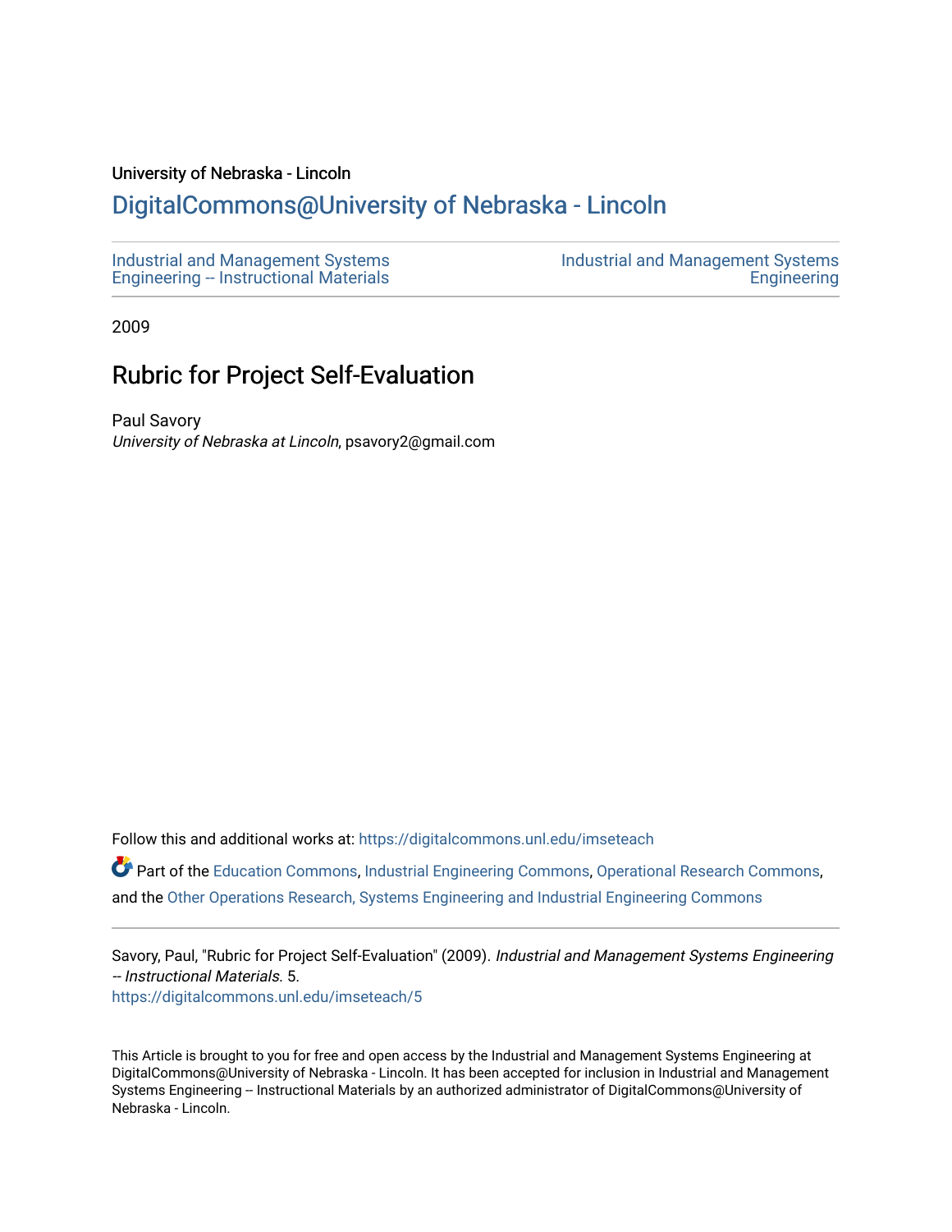University of Nebraska - Lincoln

DigitalCommons@University of Nebraska - Lincoln

Industrial and Management Systems Engineering -- Instructional Materials

Industrial and Management Systems Engineering

2009

# Rubric for Project Self-Evaluation

Paul Savory

*University of Nebraska at Lincoln*, psavory2@gmail.com

Follow this and additional works at: https://digitalcommons.unl.edu/imseteach

Part of the Education Commons, Industrial Engineering Commons, Operational Research Commons, and the Other Operations Research, Systems Engineering and Industrial Engineering Commons

Savory, Paul, "Rubric for Project Self-Evaluation" (2009). *Industrial and Management Systems Engineering -- Instructional Materials*. 5.
https://digitalcommons.unl.edu/imseteach/5

This Article is brought to you for free and open access by the Industrial and Management Systems Engineering at DigitalCommons@University of Nebraska - Lincoln. It has been accepted for inclusion in Industrial and Management Systems Engineering -- Instructional Materials by an authorized administrator of DigitalCommons@University of Nebraska - Lincoln.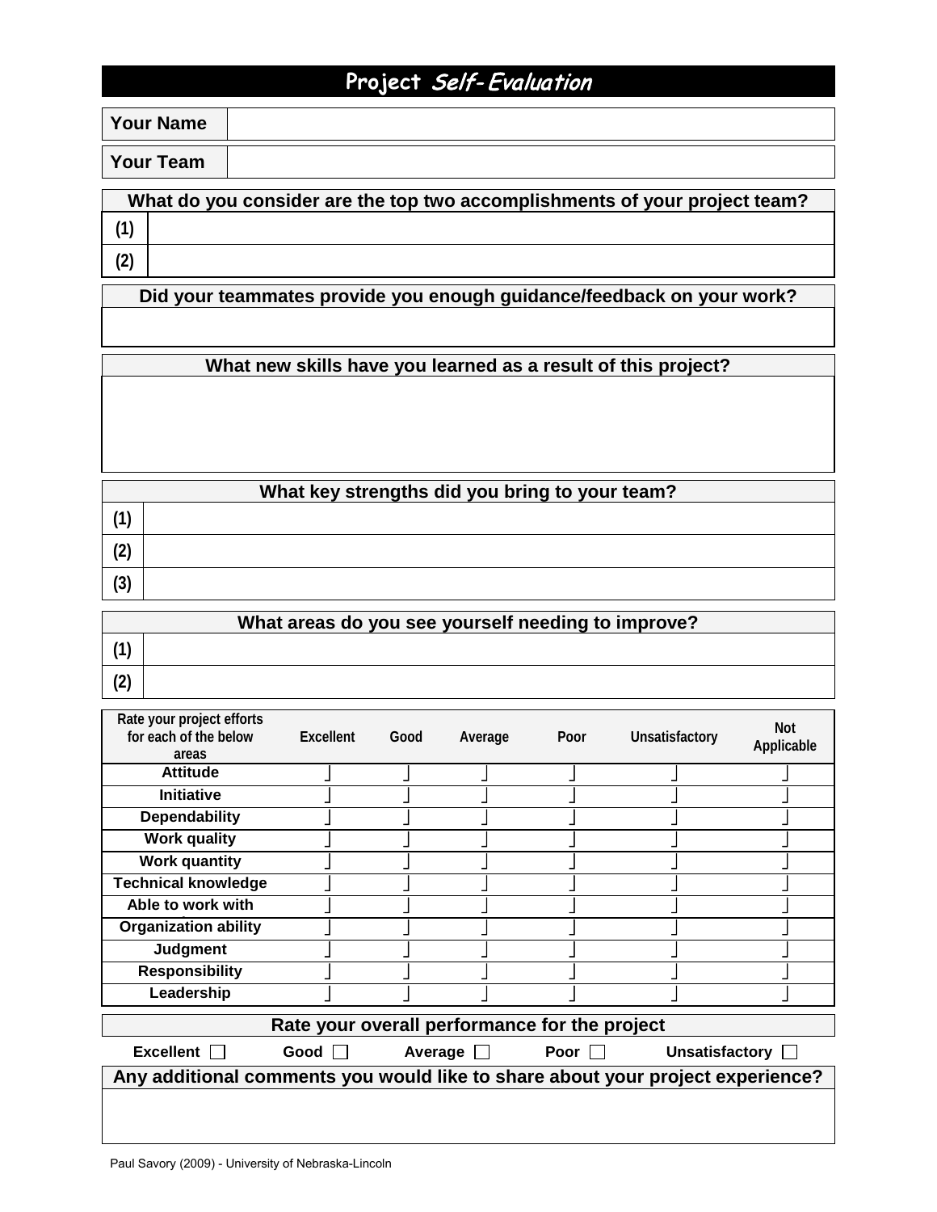# Project *Self-Evaluation*

| | |
|---|---|
| **Your Name** | |
| **Your Team** | |

**What do you consider are the top two accomplishments of your project team?**

| | |
|---|---|
| (1) | |
| (2) | |

**Did your teammates provide you enough guidance/feedback on your work?**

**What new skills have you learned as a result of this project?**

**What key strengths did you bring to your team?**

| | |
|---|---|
| (1) | |
| (2) | |
| (3) | |

**What areas do you see yourself needing to improve?**

| | |
|---|---|
| (1) | |
| (2) | |

| Rate your project efforts for each of the below areas | Excellent | Good | Average | Poor | Unsatisfactory | Not Applicable |
|---|---|---|---|---|---|---|
| **Attitude** | ☐ | ☐ | ☐ | ☐ | ☐ | ☐ |
| **Initiative** | ☐ | ☐ | ☐ | ☐ | ☐ | ☐ |
| **Dependability** | ☐ | ☐ | ☐ | ☐ | ☐ | ☐ |
| **Work quality** | ☐ | ☐ | ☐ | ☐ | ☐ | ☐ |
| **Work quantity** | ☐ | ☐ | ☐ | ☐ | ☐ | ☐ |
| **Technical knowledge** | ☐ | ☐ | ☐ | ☐ | ☐ | ☐ |
| **Able to work with** | ☐ | ☐ | ☐ | ☐ | ☐ | ☐ |
| **Organization ability** | ☐ | ☐ | ☐ | ☐ | ☐ | ☐ |
| **Judgment** | ☐ | ☐ | ☐ | ☐ | ☐ | ☐ |
| **Responsibility** | ☐ | ☐ | ☐ | ☐ | ☐ | ☐ |
| **Leadership** | ☐ | ☐ | ☐ | ☐ | ☐ | ☐ |

**Rate your overall performance for the project**

**Excellent** ☐ **Good** ☐ **Average** ☐ **Poor** ☐ **Unsatisfactory** ☐

**Any additional comments you would like to share about your project experience?**

Paul Savory (2009) - University of Nebraska-Lincoln